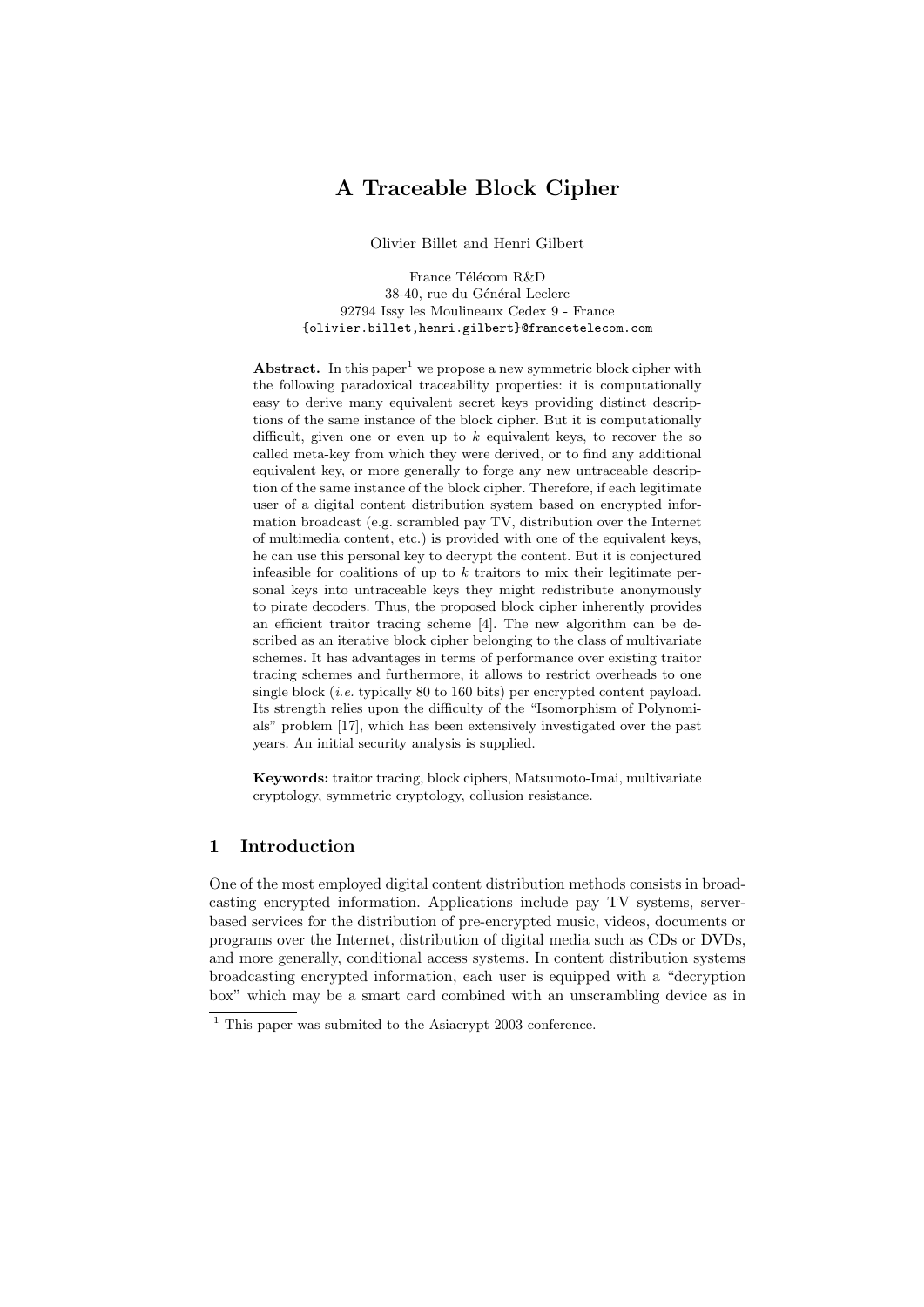# A Traceable Block Cipher

Olivier Billet and Henri Gilbert

France Télécom R&D
38-40, rue du Général Leclerc
92794 Issy les Moulineaux Cedex 9 - France
{olivier.billet,henri.gilbert}@francetelecom.com

**Abstract.** In this paper[1] we propose a new symmetric block cipher with the following paradoxical traceability properties: it is computationally easy to derive many equivalent secret keys providing distinct descriptions of the same instance of the block cipher. But it is computationally difficult, given one or even up to $k$ equivalent keys, to recover the so called meta-key from which they were derived, or to find any additional equivalent key, or more generally to forge any new untraceable description of the same instance of the block cipher. Therefore, if each legitimate user of a digital content distribution system based on encrypted information broadcast (e.g. scrambled pay TV, distribution over the Internet of multimedia content, etc.) is provided with one of the equivalent keys, he can use this personal key to decrypt the content. But it is conjectured infeasible for coalitions of up to $k$ traitors to mix their legitimate personal keys into untraceable keys they might redistribute anonymously to pirate decoders. Thus, the proposed block cipher inherently provides an efficient traitor tracing scheme [4]. The new algorithm can be described as an iterative block cipher belonging to the class of multivariate schemes. It has advantages in terms of performance over existing traitor tracing schemes and furthermore, it allows to restrict overheads to one single block (*i.e.* typically 80 to 160 bits) per encrypted content payload. Its strength relies upon the difficulty of the "Isomorphism of Polynomials" problem [17], which has been extensively investigated over the past years. An initial security analysis is supplied.

**Keywords:** traitor tracing, block ciphers, Matsumoto-Imai, multivariate cryptology, symmetric cryptology, collusion resistance.

## 1 Introduction

One of the most employed digital content distribution methods consists in broadcasting encrypted information. Applications include pay TV systems, server-based services for the distribution of pre-encrypted music, videos, documents or programs over the Internet, distribution of digital media such as CDs or DVDs, and more generally, conditional access systems. In content distribution systems broadcasting encrypted information, each user is equipped with a "decryption box" which may be a smart card combined with an unscrambling device as in

[1] This paper was submited to the Asiacrypt 2003 conference.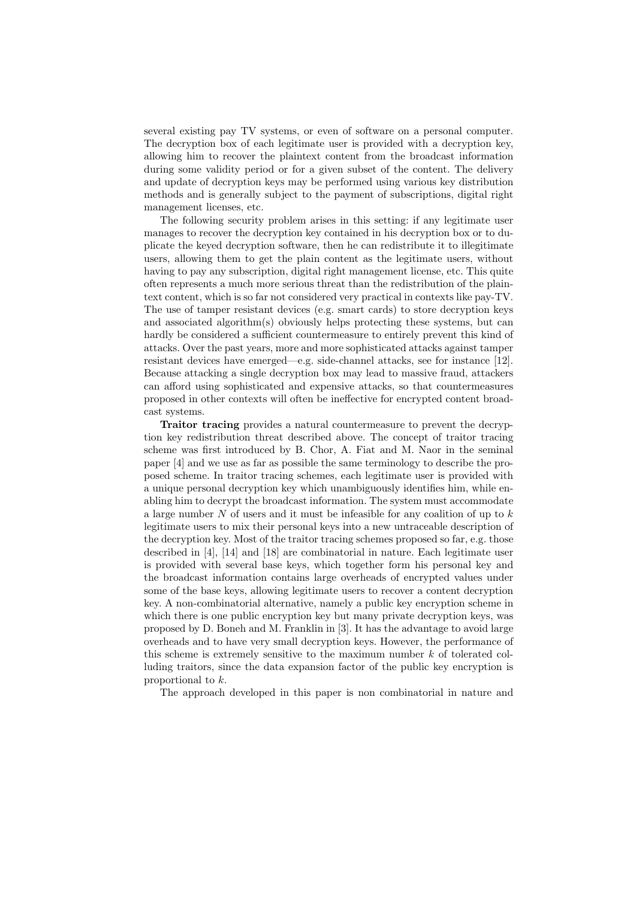several existing pay TV systems, or even of software on a personal computer. The decryption box of each legitimate user is provided with a decryption key, allowing him to recover the plaintext content from the broadcast information during some validity period or for a given subset of the content. The delivery and update of decryption keys may be performed using various key distribution methods and is generally subject to the payment of subscriptions, digital right management licenses, etc.

The following security problem arises in this setting: if any legitimate user manages to recover the decryption key contained in his decryption box or to duplicate the keyed decryption software, then he can redistribute it to illegitimate users, allowing them to get the plain content as the legitimate users, without having to pay any subscription, digital right management license, etc. This quite often represents a much more serious threat than the redistribution of the plaintext content, which is so far not considered very practical in contexts like pay-TV. The use of tamper resistant devices (e.g. smart cards) to store decryption keys and associated algorithm(s) obviously helps protecting these systems, but can hardly be considered a sufficient countermeasure to entirely prevent this kind of attacks. Over the past years, more and more sophisticated attacks against tamper resistant devices have emerged—e.g. side-channel attacks, see for instance [12]. Because attacking a single decryption box may lead to massive fraud, attackers can afford using sophisticated and expensive attacks, so that countermeasures proposed in other contexts will often be ineffective for encrypted content broadcast systems.

**Traitor tracing** provides a natural countermeasure to prevent the decryption key redistribution threat described above. The concept of traitor tracing scheme was first introduced by B. Chor, A. Fiat and M. Naor in the seminal paper [4] and we use as far as possible the same terminology to describe the proposed scheme. In traitor tracing schemes, each legitimate user is provided with a unique personal decryption key which unambiguously identifies him, while enabling him to decrypt the broadcast information. The system must accommodate a large number $N$ of users and it must be infeasible for any coalition of up to $k$ legitimate users to mix their personal keys into a new untraceable description of the decryption key. Most of the traitor tracing schemes proposed so far, e.g. those described in [4], [14] and [18] are combinatorial in nature. Each legitimate user is provided with several base keys, which together form his personal key and the broadcast information contains large overheads of encrypted values under some of the base keys, allowing legitimate users to recover a content decryption key. A non-combinatorial alternative, namely a public key encryption scheme in which there is one public encryption key but many private decryption keys, was proposed by D. Boneh and M. Franklin in [3]. It has the advantage to avoid large overheads and to have very small decryption keys. However, the performance of this scheme is extremely sensitive to the maximum number $k$ of tolerated colluding traitors, since the data expansion factor of the public key encryption is proportional to $k$.

The approach developed in this paper is non combinatorial in nature and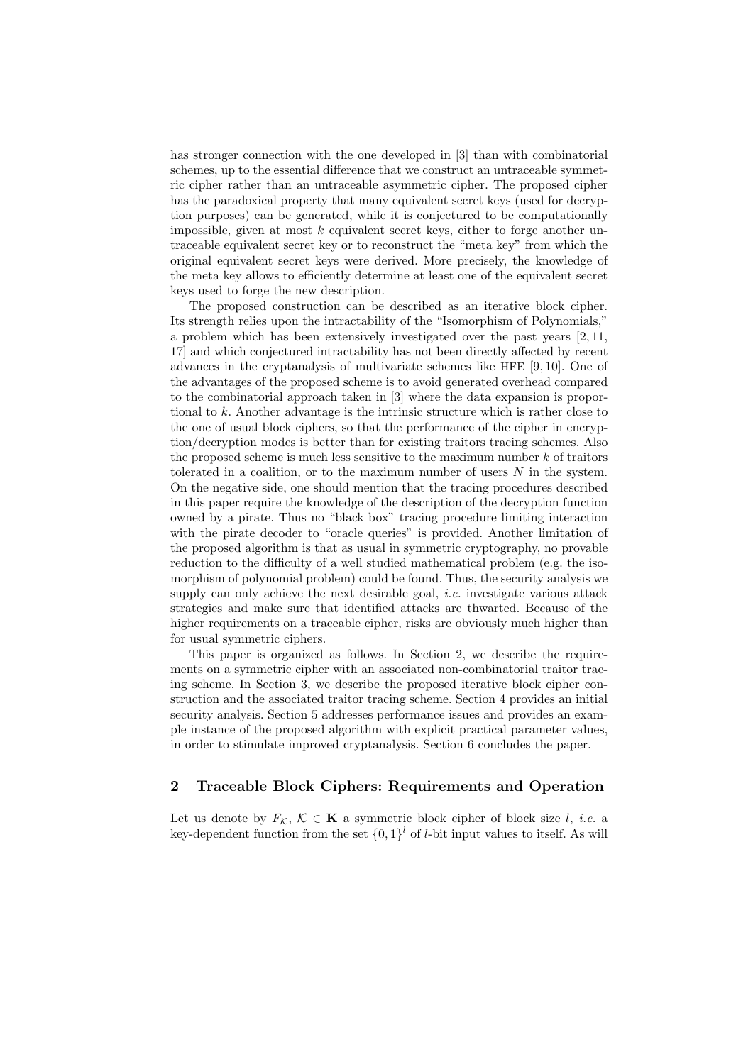has stronger connection with the one developed in [3] than with combinatorial schemes, up to the essential difference that we construct an untraceable symmetric cipher rather than an untraceable asymmetric cipher. The proposed cipher has the paradoxical property that many equivalent secret keys (used for decryption purposes) can be generated, while it is conjectured to be computationally impossible, given at most $k$ equivalent secret keys, either to forge another untraceable equivalent secret key or to reconstruct the "meta key" from which the original equivalent secret keys were derived. More precisely, the knowledge of the meta key allows to efficiently determine at least one of the equivalent secret keys used to forge the new description.

The proposed construction can be described as an iterative block cipher. Its strength relies upon the intractability of the "Isomorphism of Polynomials," a problem which has been extensively investigated over the past years [2, 11, 17] and which conjectured intractability has not been directly affected by recent advances in the cryptanalysis of multivariate schemes like HFE [9, 10]. One of the advantages of the proposed scheme is to avoid generated overhead compared to the combinatorial approach taken in [3] where the data expansion is proportional to $k$. Another advantage is the intrinsic structure which is rather close to the one of usual block ciphers, so that the performance of the cipher in encryption/decryption modes is better than for existing traitors tracing schemes. Also the proposed scheme is much less sensitive to the maximum number $k$ of traitors tolerated in a coalition, or to the maximum number of users $N$ in the system. On the negative side, one should mention that the tracing procedures described in this paper require the knowledge of the description of the decryption function owned by a pirate. Thus no "black box" tracing procedure limiting interaction with the pirate decoder to "oracle queries" is provided. Another limitation of the proposed algorithm is that as usual in symmetric cryptography, no provable reduction to the difficulty of a well studied mathematical problem (e.g. the isomorphism of polynomial problem) could be found. Thus, the security analysis we supply can only achieve the next desirable goal, *i.e.* investigate various attack strategies and make sure that identified attacks are thwarted. Because of the higher requirements on a traceable cipher, risks are obviously much higher than for usual symmetric ciphers.

This paper is organized as follows. In Section 2, we describe the requirements on a symmetric cipher with an associated non-combinatorial traitor tracing scheme. In Section 3, we describe the proposed iterative block cipher construction and the associated traitor tracing scheme. Section 4 provides an initial security analysis. Section 5 addresses performance issues and provides an example instance of the proposed algorithm with explicit practical parameter values, in order to stimulate improved cryptanalysis. Section 6 concludes the paper.

## 2 Traceable Block Ciphers: Requirements and Operation

Let us denote by $F_{\mathcal{K}}$, $\mathcal{K} \in \mathbf{K}$ a symmetric block cipher of block size $l$, *i.e.* a key-dependent function from the set $\{0,1\}^l$ of $l$-bit input values to itself. As will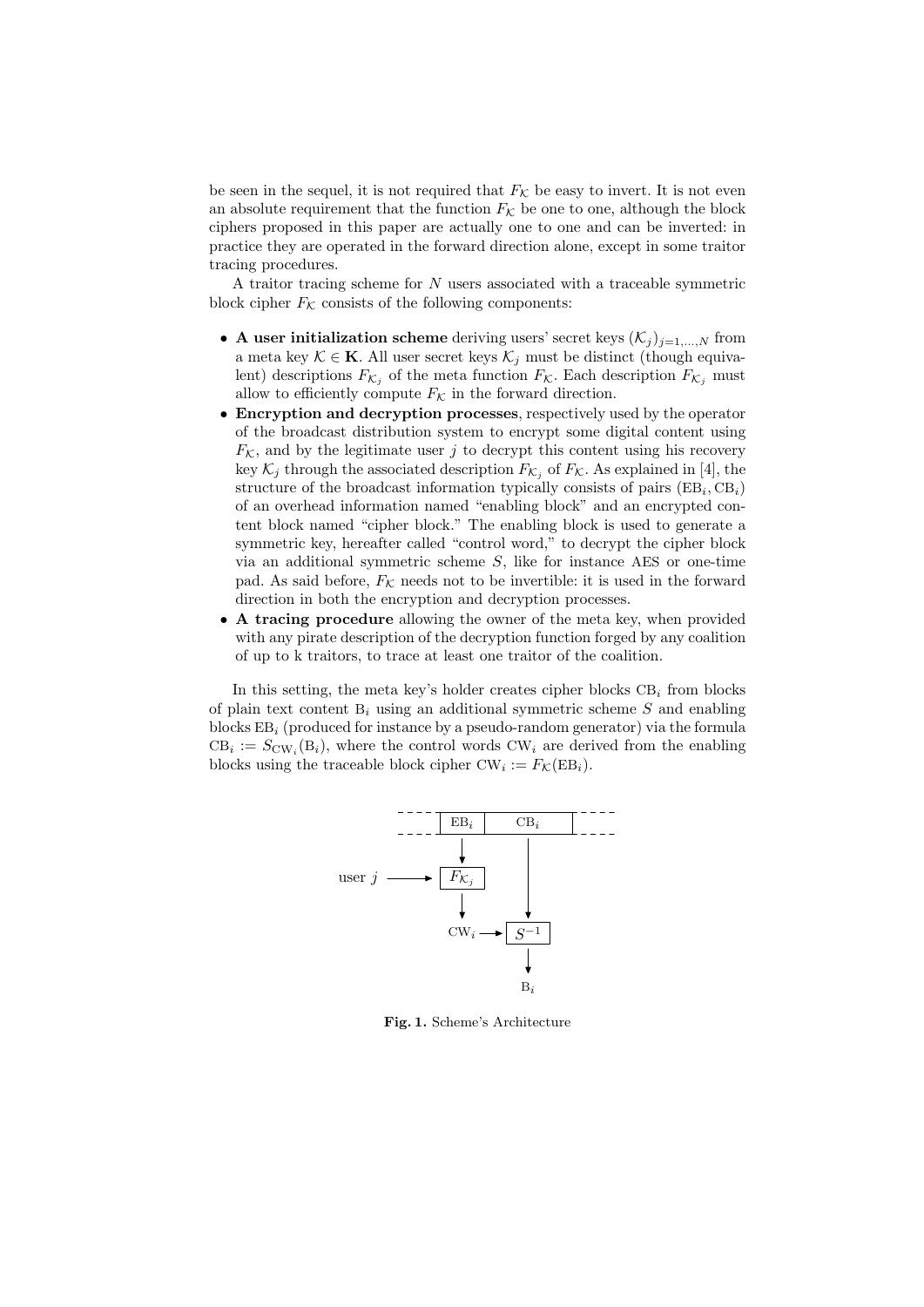be seen in the sequel, it is not required that $F_{\mathcal{K}}$ be easy to invert. It is not even an absolute requirement that the function $F_{\mathcal{K}}$ be one to one, although the block ciphers proposed in this paper are actually one to one and can be inverted: in practice they are operated in the forward direction alone, except in some traitor tracing procedures.

A traitor tracing scheme for $N$ users associated with a traceable symmetric block cipher $F_{\mathcal{K}}$ consists of the following components:

- **A user initialization scheme** deriving users' secret keys $(\mathcal{K}_j)_{j=1,\ldots,N}$ from a meta key $\mathcal{K} \in \mathbf{K}$. All user secret keys $\mathcal{K}_j$ must be distinct (though equivalent) descriptions $F_{\mathcal{K}_j}$ of the meta function $F_{\mathcal{K}}$. Each description $F_{\mathcal{K}_j}$ must allow to efficiently compute $F_{\mathcal{K}}$ in the forward direction.
- **Encryption and decryption processes**, respectively used by the operator of the broadcast distribution system to encrypt some digital content using $F_{\mathcal{K}}$, and by the legitimate user $j$ to decrypt this content using his recovery key $\mathcal{K}_j$ through the associated description $F_{\mathcal{K}_j}$ of $F_{\mathcal{K}}$. As explained in [4], the structure of the broadcast information typically consists of pairs $(\mathrm{EB}_i, \mathrm{CB}_i)$ of an overhead information named "enabling block" and an encrypted content block named "cipher block." The enabling block is used to generate a symmetric key, hereafter called "control word," to decrypt the cipher block via an additional symmetric scheme $S$, like for instance AES or one-time pad. As said before, $F_{\mathcal{K}}$ needs not to be invertible: it is used in the forward direction in both the encryption and decryption processes.
- **A tracing procedure** allowing the owner of the meta key, when provided with any pirate description of the decryption function forged by any coalition of up to k traitors, to trace at least one traitor of the coalition.

In this setting, the meta key's holder creates cipher blocks $\mathrm{CB}_i$ from blocks of plain text content $\mathrm{B}_i$ using an additional symmetric scheme $S$ and enabling blocks $\mathrm{EB}_i$ (produced for instance by a pseudo-random generator) via the formula $\mathrm{CB}_i := S_{\mathrm{CW}_i}(\mathrm{B}_i)$, where the control words $\mathrm{CW}_i$ are derived from the enabling blocks using the traceable block cipher $\mathrm{CW}_i := F_{\mathcal{K}}(\mathrm{EB}_i)$.

**Fig. 1.** Scheme's Architecture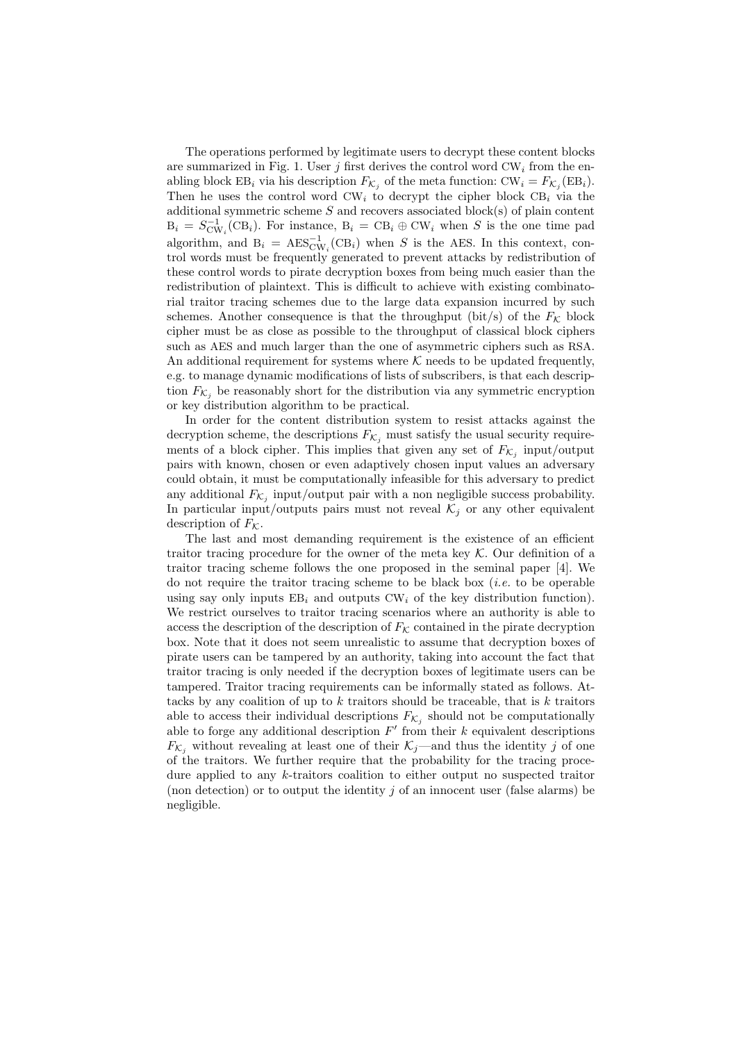The operations performed by legitimate users to decrypt these content blocks are summarized in Fig. 1. User $j$ first derives the control word $\mathrm{CW}_i$ from the enabling block $\mathrm{EB}_i$ via his description $F_{\mathcal{K}_j}$ of the meta function: $\mathrm{CW}_i = F_{\mathcal{K}_j}(\mathrm{EB}_i)$. Then he uses the control word $\mathrm{CW}_i$ to decrypt the cipher block $\mathrm{CB}_i$ via the additional symmetric scheme $S$ and recovers associated block(s) of plain content $\mathrm{B}_i = S^{-1}_{\mathrm{CW}_i}(\mathrm{CB}_i)$. For instance, $\mathrm{B}_i = \mathrm{CB}_i \oplus \mathrm{CW}_i$ when $S$ is the one time pad algorithm, and $\mathrm{B}_i = \mathrm{AES}^{-1}_{\mathrm{CW}_i}(\mathrm{CB}_i)$ when $S$ is the AES. In this context, control words must be frequently generated to prevent attacks by redistribution of these control words to pirate decryption boxes from being much easier than the redistribution of plaintext. This is difficult to achieve with existing combinatorial traitor tracing schemes due to the large data expansion incurred by such schemes. Another consequence is that the throughput (bit/s) of the $F_{\mathcal{K}}$ block cipher must be as close as possible to the throughput of classical block ciphers such as AES and much larger than the one of asymmetric ciphers such as RSA. An additional requirement for systems where $\mathcal{K}$ needs to be updated frequently, e.g. to manage dynamic modifications of lists of subscribers, is that each description $F_{\mathcal{K}_j}$ be reasonably short for the distribution via any symmetric encryption or key distribution algorithm to be practical.

In order for the content distribution system to resist attacks against the decryption scheme, the descriptions $F_{\mathcal{K}_j}$ must satisfy the usual security requirements of a block cipher. This implies that given any set of $F_{\mathcal{K}_j}$ input/output pairs with known, chosen or even adaptively chosen input values an adversary could obtain, it must be computationally infeasible for this adversary to predict any additional $F_{\mathcal{K}_j}$ input/output pair with a non negligible success probability. In particular input/outputs pairs must not reveal $\mathcal{K}_j$ or any other equivalent description of $F_{\mathcal{K}}$.

The last and most demanding requirement is the existence of an efficient traitor tracing procedure for the owner of the meta key $\mathcal{K}$. Our definition of a traitor tracing scheme follows the one proposed in the seminal paper [4]. We do not require the traitor tracing scheme to be black box (*i.e.* to be operable using say only inputs $\mathrm{EB}_i$ and outputs $\mathrm{CW}_i$ of the key distribution function). We restrict ourselves to traitor tracing scenarios where an authority is able to access the description of the description of $F_{\mathcal{K}}$ contained in the pirate decryption box. Note that it does not seem unrealistic to assume that decryption boxes of pirate users can be tampered by an authority, taking into account the fact that traitor tracing is only needed if the decryption boxes of legitimate users can be tampered. Traitor tracing requirements can be informally stated as follows. Attacks by any coalition of up to $k$ traitors should be traceable, that is $k$ traitors able to access their individual descriptions $F_{\mathcal{K}_j}$ should not be computationally able to forge any additional description $F'$ from their $k$ equivalent descriptions $F_{\mathcal{K}_j}$ without revealing at least one of their $\mathcal{K}_j$—and thus the identity $j$ of one of the traitors. We further require that the probability for the tracing procedure applied to any $k$-traitors coalition to either output no suspected traitor (non detection) or to output the identity $j$ of an innocent user (false alarms) be negligible.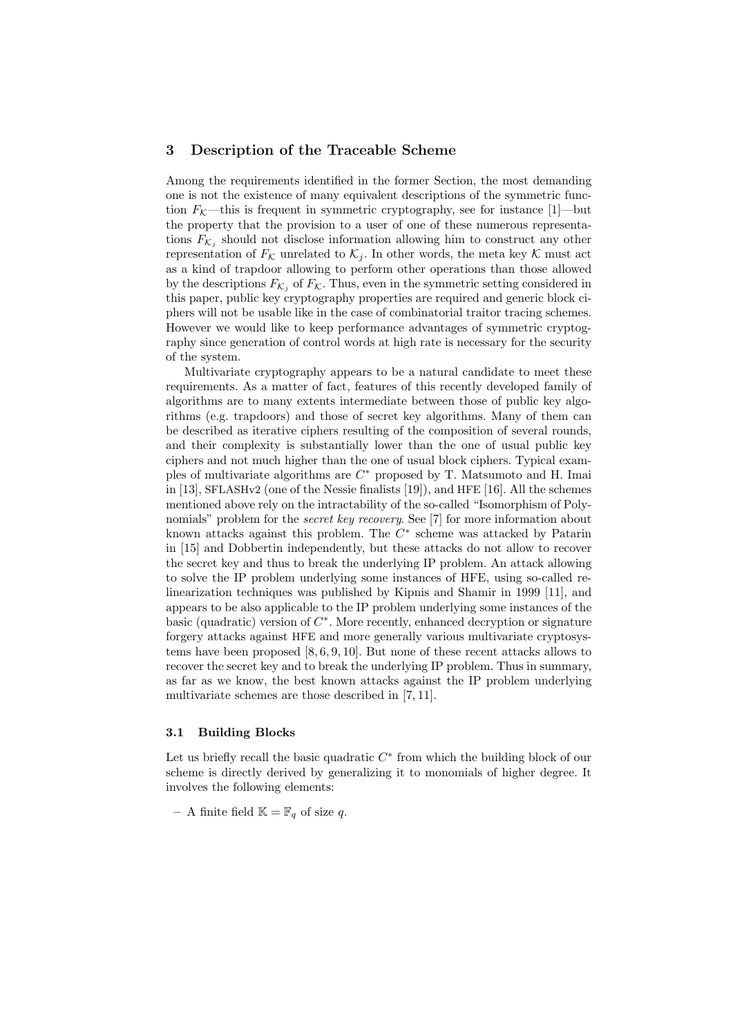## 3 Description of the Traceable Scheme

Among the requirements identified in the former Section, the most demanding one is not the existence of many equivalent descriptions of the symmetric function $F_{\mathcal{K}}$—this is frequent in symmetric cryptography, see for instance [1]—but the property that the provision to a user of one of these numerous representations $F_{\mathcal{K}_j}$ should not disclose information allowing him to construct any other representation of $F_{\mathcal{K}}$ unrelated to $\mathcal{K}_j$. In other words, the meta key $\mathcal{K}$ must act as a kind of trapdoor allowing to perform other operations than those allowed by the descriptions $F_{\mathcal{K}_j}$ of $F_{\mathcal{K}}$. Thus, even in the symmetric setting considered in this paper, public key cryptography properties are required and generic block ciphers will not be usable like in the case of combinatorial traitor tracing schemes. However we would like to keep performance advantages of symmetric cryptography since generation of control words at high rate is necessary for the security of the system.

Multivariate cryptography appears to be a natural candidate to meet these requirements. As a matter of fact, features of this recently developed family of algorithms are to many extents intermediate between those of public key algorithms (e.g. trapdoors) and those of secret key algorithms. Many of them can be described as iterative ciphers resulting of the composition of several rounds, and their complexity is substantially lower than the one of usual public key ciphers and not much higher than the one of usual block ciphers. Typical examples of multivariate algorithms are $C^*$ proposed by T. Matsumoto and H. Imai in [13], SFLASHv2 (one of the Nessie finalists [19]), and HFE [16]. All the schemes mentioned above rely on the intractability of the so-called "Isomorphism of Polynomials" problem for the *secret key recovery*. See [7] for more information about known attacks against this problem. The $C^*$ scheme was attacked by Patarin in [15] and Dobbertin independently, but these attacks do not allow to recover the secret key and thus to break the underlying IP problem. An attack allowing to solve the IP problem underlying some instances of HFE, using so-called relinearization techniques was published by Kipnis and Shamir in 1999 [11], and appears to be also applicable to the IP problem underlying some instances of the basic (quadratic) version of $C^*$. More recently, enhanced decryption or signature forgery attacks against HFE and more generally various multivariate cryptosystems have been proposed [8, 6, 9, 10]. But none of these recent attacks allows to recover the secret key and to break the underlying IP problem. Thus in summary, as far as we know, the best known attacks against the IP problem underlying multivariate schemes are those described in [7, 11].

### 3.1 Building Blocks

Let us briefly recall the basic quadratic $C^*$ from which the building block of our scheme is directly derived by generalizing it to monomials of higher degree. It involves the following elements:

- A finite field $\mathbb{K} = \mathbb{F}_q$ of size $q$.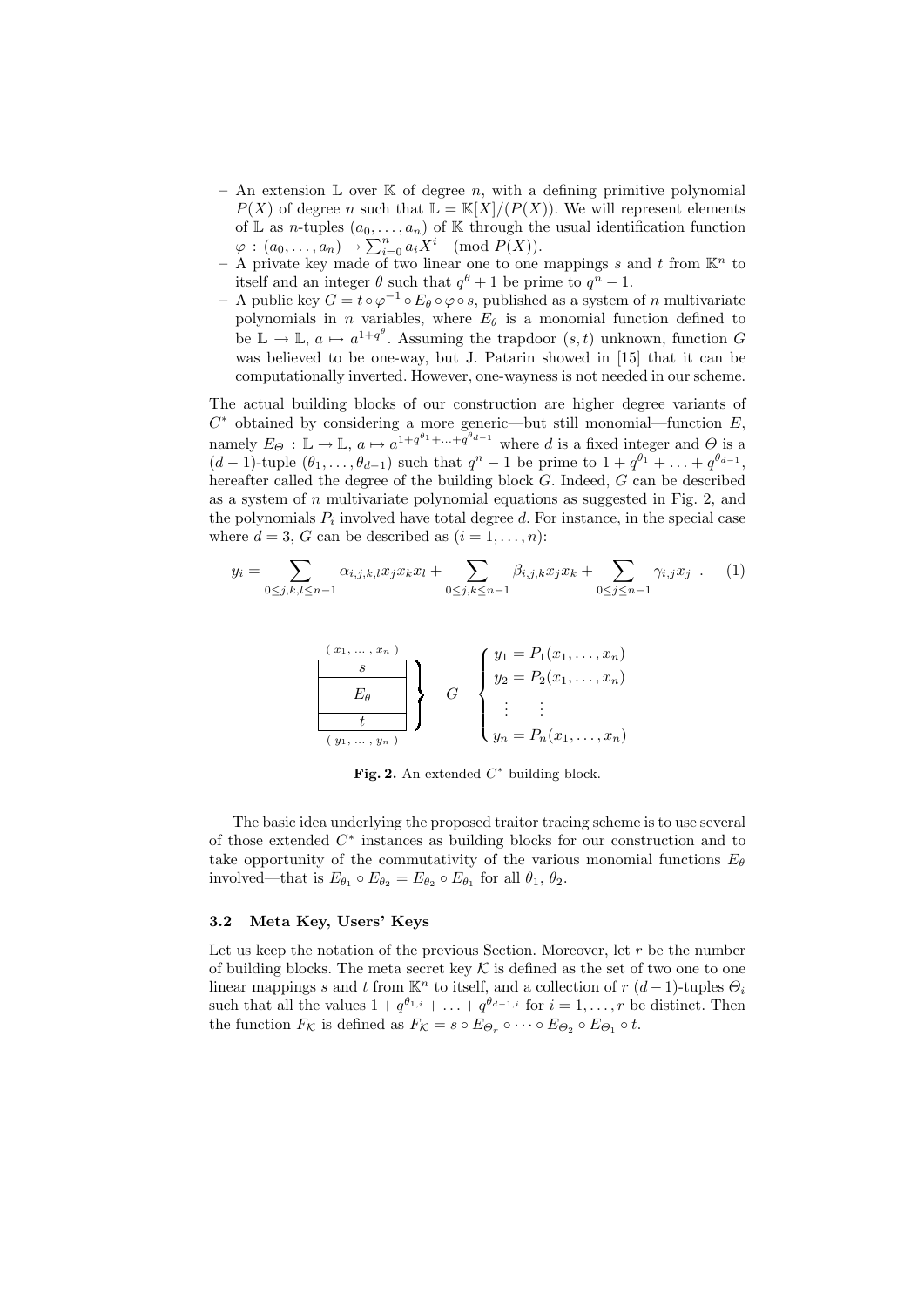- An extension $\mathbb{L}$ over $\mathbb{K}$ of degree $n$, with a defining primitive polynomial $P(X)$ of degree $n$ such that $\mathbb{L} = \mathbb{K}[X]/(P(X))$. We will represent elements of $\mathbb{L}$ as $n$-tuples $(a_0, \ldots, a_n)$ of $\mathbb{K}$ through the usual identification function $\varphi : (a_0, \ldots, a_n) \mapsto \sum_{i=0}^{n} a_i X^i \pmod{P(X)}$.
- A private key made of two linear one to one mappings $s$ and $t$ from $\mathbb{K}^n$ to itself and an integer $\theta$ such that $q^\theta + 1$ be prime to $q^n - 1$.
- A public key $G = t \circ \varphi^{-1} \circ E_\theta \circ \varphi \circ s$, published as a system of $n$ multivariate polynomials in $n$ variables, where $E_\theta$ is a monomial function defined to be $\mathbb{L} \to \mathbb{L}$, $a \mapsto a^{1+q^\theta}$. Assuming the trapdoor $(s, t)$ unknown, function $G$ was believed to be one-way, but J. Patarin showed in [15] that it can be computationally inverted. However, one-wayness is not needed in our scheme.

The actual building blocks of our construction are higher degree variants of $C^*$ obtained by considering a more generic—but still monomial—function $E$, namely $E_\Theta : \mathbb{L} \to \mathbb{L}$, $a \mapsto a^{1+q^{\theta_1}+\ldots+q^{\theta_{d-1}}}$ where $d$ is a fixed integer and $\Theta$ is a $(d-1)$-tuple $(\theta_1, \ldots, \theta_{d-1})$ such that $q^n - 1$ be prime to $1 + q^{\theta_1} + \ldots + q^{\theta_{d-1}}$, hereafter called the degree of the building block $G$. Indeed, $G$ can be described as a system of $n$ multivariate polynomial equations as suggested in Fig. 2, and the polynomials $P_i$ involved have total degree $d$. For instance, in the special case where $d = 3$, $G$ can be described as $(i = 1, \ldots, n)$:

$$y_i = \sum_{0 \le j,k,l \le n-1} \alpha_{i,j,k,l} x_j x_k x_l + \sum_{0 \le j,k \le n-1} \beta_{i,j,k} x_j x_k + \sum_{0 \le j \le n-1} \gamma_{i,j} x_j \ . \quad (1)$$

$$\left.\begin{array}{c} (x_1, \ldots, x_n) \\ \boxed{s} \\ \boxed{E_\theta} \\ \boxed{t} \\ (y_1, \ldots, y_n) \end{array}\right\} \quad G \quad \left\{\begin{array}{l} y_1 = P_1(x_1, \ldots, x_n) \\ y_2 = P_2(x_1, \ldots, x_n) \\ \ \vdots \quad \ \vdots \\ y_n = P_n(x_1, \ldots, x_n) \end{array}\right.$$

**Fig. 2.** An extended $C^*$ building block.

The basic idea underlying the proposed traitor tracing scheme is to use several of those extended $C^*$ instances as building blocks for our construction and to take opportunity of the commutativity of the various monomial functions $E_\theta$ involved—that is $E_{\theta_1} \circ E_{\theta_2} = E_{\theta_2} \circ E_{\theta_1}$ for all $\theta_1$, $\theta_2$.

### 3.2 Meta Key, Users' Keys

Let us keep the notation of the previous Section. Moreover, let $r$ be the number of building blocks. The meta secret key $\mathcal{K}$ is defined as the set of two one to one linear mappings $s$ and $t$ from $\mathbb{K}^n$ to itself, and a collection of $r$ $(d-1)$-tuples $\Theta_i$ such that all the values $1 + q^{\theta_{1,i}} + \ldots + q^{\theta_{d-1,i}}$ for $i = 1, \ldots, r$ be distinct. Then the function $F_\mathcal{K}$ is defined as $F_\mathcal{K} = s \circ E_{\Theta_r} \circ \cdots \circ E_{\Theta_2} \circ E_{\Theta_1} \circ t$.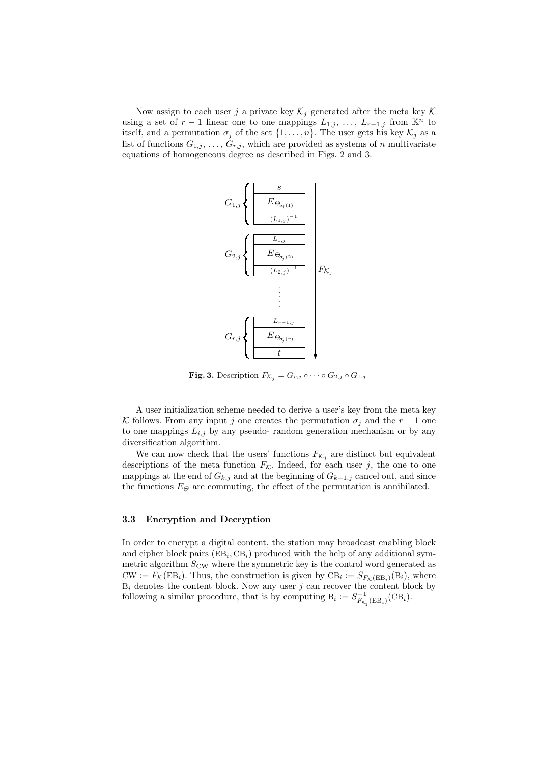Now assign to each user $j$ a private key $\mathcal{K}_j$ generated after the meta key $\mathcal{K}$ using a set of $r-1$ linear one to one mappings $L_{1,j}, \ldots, L_{r-1,j}$ from $\mathbb{K}^n$ to itself, and a permutation $\sigma_j$ of the set $\{1, \ldots, n\}$. The user gets his key $\mathcal{K}_j$ as a list of functions $G_{1,j}, \ldots, G_{r,j}$, which are provided as systems of $n$ multivariate equations of homogeneous degree as described in Figs. 2 and 3.

$$
\begin{array}{ll}
G_{1,j} \left\{ \begin{array}{|c|} \hline s \\ \hline E_{\Theta_{\sigma_j(1)}} \\ \hline (L_{1,j})^{-1} \\ \hline \end{array} \right. &
\\[1em]
G_{2,j} \left\{ \begin{array}{|c|} \hline L_{1,j} \\ \hline E_{\Theta_{\sigma_j(2)}} \\ \hline (L_{2,j})^{-1} \\ \hline \end{array} \right. & \Bigg\downarrow F_{\mathcal{K}_j}
\\[1em]
\vdots &
\\[1em]
G_{r,j} \left\{ \begin{array}{|c|} \hline L_{r-1,j} \\ \hline E_{\Theta_{\sigma_j(r)}} \\ \hline t \\ \hline \end{array} \right. &
\end{array}
$$

**Fig. 3.** Description $F_{\mathcal{K}_j} = G_{r,j} \circ \cdots \circ G_{2,j} \circ G_{1,j}$

A user initialization scheme needed to derive a user's key from the meta key $\mathcal{K}$ follows. From any input $j$ one creates the permutation $\sigma_j$ and the $r-1$ one to one mappings $L_{i,j}$ by any pseudo- random generation mechanism or by any diversification algorithm.

We can now check that the users' functions $F_{\mathcal{K}_j}$ are distinct but equivalent descriptions of the meta function $F_{\mathcal{K}}$. Indeed, for each user $j$, the one to one mappings at the end of $G_{k,j}$ and at the beginning of $G_{k+1,j}$ cancel out, and since the functions $E_\Theta$ are commuting, the effect of the permutation is annihilated.

### 3.3 Encryption and Decryption

In order to encrypt a digital content, the station may broadcast enabling block and cipher block pairs $(\mathrm{EB}_i, \mathrm{CB}_i)$ produced with the help of any additional symmetric algorithm $S_{\mathrm{CW}}$ where the symmetric key is the control word generated as $\mathrm{CW} := F_{\mathcal{K}}(\mathrm{EB}_i)$. Thus, the construction is given by $\mathrm{CB}_i := S_{F_{\mathcal{K}}(\mathrm{EB}_i)}(\mathrm{B}_i)$, where $\mathrm{B}_i$ denotes the content block. Now any user $j$ can recover the content block by following a similar procedure, that is by computing $\mathrm{B}_i := S^{-1}_{F_{\mathcal{K}_j}(\mathrm{EB}_i)}(\mathrm{CB}_i)$.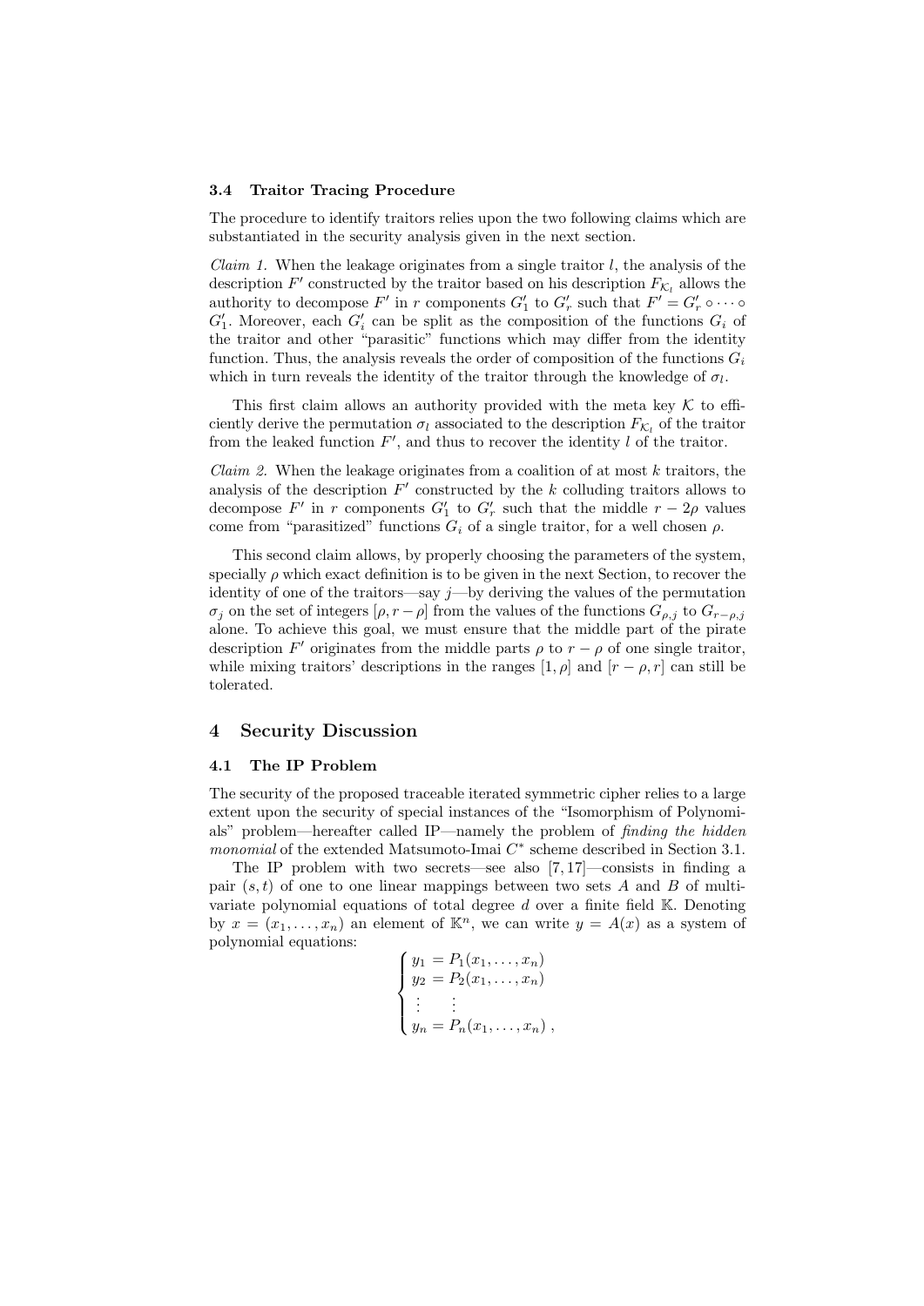### 3.4 Traitor Tracing Procedure

The procedure to identify traitors relies upon the two following claims which are substantiated in the security analysis given in the next section.

*Claim 1.* When the leakage originates from a single traitor $l$, the analysis of the description $F'$ constructed by the traitor based on his description $F_{\mathcal{K}_l}$ allows the authority to decompose $F'$ in $r$ components $G'_1$ to $G'_r$ such that $F' = G'_r \circ \cdots \circ G'_1$. Moreover, each $G'_i$ can be split as the composition of the functions $G_i$ of the traitor and other "parasitic" functions which may differ from the identity function. Thus, the analysis reveals the order of composition of the functions $G_i$ which in turn reveals the identity of the traitor through the knowledge of $\sigma_l$.

This first claim allows an authority provided with the meta key $\mathcal{K}$ to efficiently derive the permutation $\sigma_l$ associated to the description $F_{\mathcal{K}_l}$ of the traitor from the leaked function $F'$, and thus to recover the identity $l$ of the traitor.

*Claim 2.* When the leakage originates from a coalition of at most $k$ traitors, the analysis of the description $F'$ constructed by the $k$ colluding traitors allows to decompose $F'$ in $r$ components $G'_1$ to $G'_r$ such that the middle $r - 2\rho$ values come from "parasitized" functions $G_i$ of a single traitor, for a well chosen $\rho$.

This second claim allows, by properly choosing the parameters of the system, specially $\rho$ which exact definition is to be given in the next Section, to recover the identity of one of the traitors—say $j$—by deriving the values of the permutation $\sigma_j$ on the set of integers $[\rho, r-\rho]$ from the values of the functions $G_{\rho,j}$ to $G_{r-\rho,j}$ alone. To achieve this goal, we must ensure that the middle part of the pirate description $F'$ originates from the middle parts $\rho$ to $r - \rho$ of one single traitor, while mixing traitors' descriptions in the ranges $[1, \rho]$ and $[r - \rho, r]$ can still be tolerated.

## 4 Security Discussion

### 4.1 The IP Problem

The security of the proposed traceable iterated symmetric cipher relies to a large extent upon the security of special instances of the "Isomorphism of Polynomials" problem—hereafter called IP—namely the problem of *finding the hidden monomial* of the extended Matsumoto-Imai $C^*$ scheme described in Section 3.1.

The IP problem with two secrets—see also [7, 17]—consists in finding a pair $(s, t)$ of one to one linear mappings between two sets $A$ and $B$ of multivariate polynomial equations of total degree $d$ over a finite field $\mathbb{K}$. Denoting by $x = (x_1, \ldots, x_n)$ an element of $\mathbb{K}^n$, we can write $y = A(x)$ as a system of polynomial equations:

$$\begin{cases} y_1 = P_1(x_1, \ldots, x_n) \\ y_2 = P_2(x_1, \ldots, x_n) \\ \vdots \quad \vdots \\ y_n = P_n(x_1, \ldots, x_n) \,, \end{cases}$$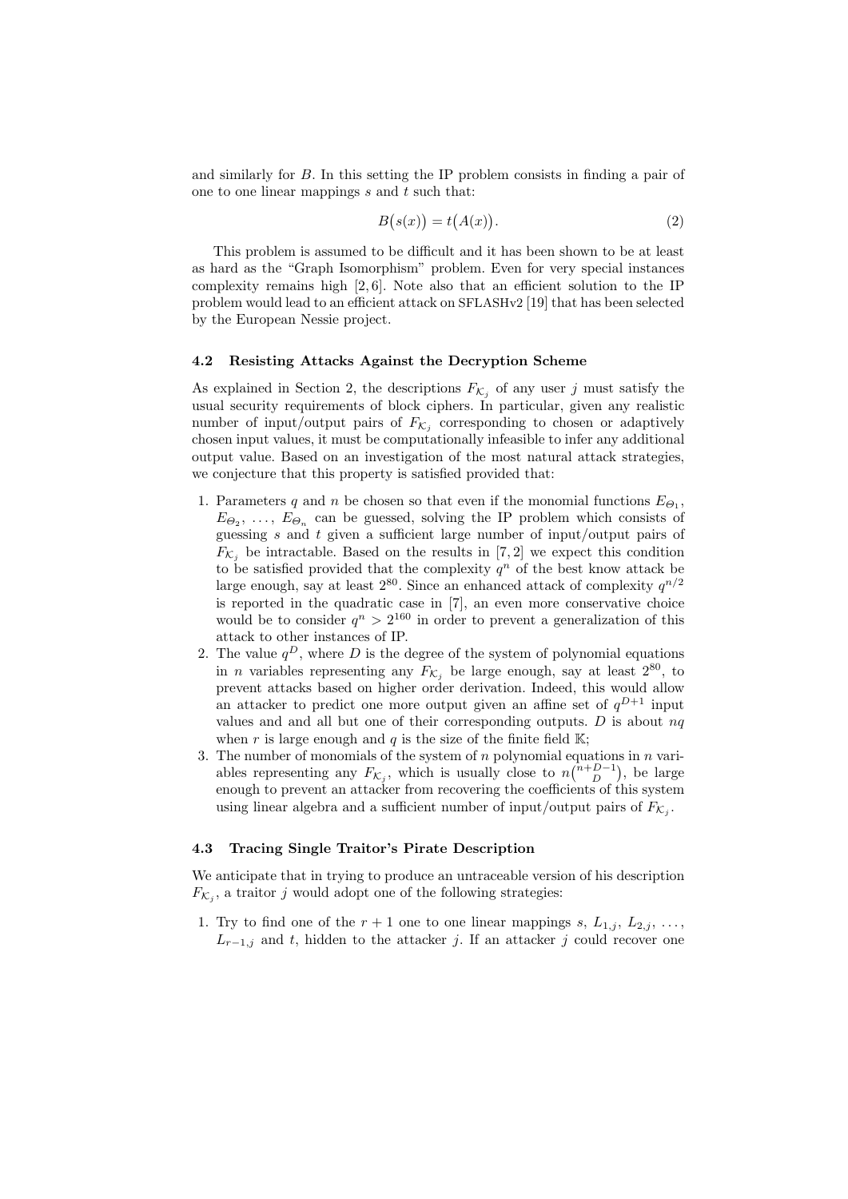and similarly for $B$. In this setting the IP problem consists in finding a pair of one to one linear mappings $s$ and $t$ such that:

$$B\big(s(x)\big) = t\big(A(x)\big). \tag{2}$$

This problem is assumed to be difficult and it has been shown to be at least as hard as the "Graph Isomorphism" problem. Even for very special instances complexity remains high [2, 6]. Note also that an efficient solution to the IP problem would lead to an efficient attack on SFLASHv2 [19] that has been selected by the European Nessie project.

### 4.2 Resisting Attacks Against the Decryption Scheme

As explained in Section 2, the descriptions $F_{\mathcal{K}_j}$ of any user $j$ must satisfy the usual security requirements of block ciphers. In particular, given any realistic number of input/output pairs of $F_{\mathcal{K}_j}$ corresponding to chosen or adaptively chosen input values, it must be computationally infeasible to infer any additional output value. Based on an investigation of the most natural attack strategies, we conjecture that this property is satisfied provided that:

1. Parameters $q$ and $n$ be chosen so that even if the monomial functions $E_{\Theta_1}$, $E_{\Theta_2}$, $\ldots$, $E_{\Theta_n}$ can be guessed, solving the IP problem which consists of guessing $s$ and $t$ given a sufficient large number of input/output pairs of $F_{\mathcal{K}_j}$ be intractable. Based on the results in [7, 2] we expect this condition to be satisfied provided that the complexity $q^n$ of the best know attack be large enough, say at least $2^{80}$. Since an enhanced attack of complexity $q^{n/2}$ is reported in the quadratic case in [7], an even more conservative choice would be to consider $q^n > 2^{160}$ in order to prevent a generalization of this attack to other instances of IP.
2. The value $q^D$, where $D$ is the degree of the system of polynomial equations in $n$ variables representing any $F_{\mathcal{K}_j}$ be large enough, say at least $2^{80}$, to prevent attacks based on higher order derivation. Indeed, this would allow an attacker to predict one more output given an affine set of $q^{D+1}$ input values and and all but one of their corresponding outputs. $D$ is about $nq$ when $r$ is large enough and $q$ is the size of the finite field $\mathbb{K}$;
3. The number of monomials of the system of $n$ polynomial equations in $n$ variables representing any $F_{\mathcal{K}_j}$, which is usually close to $n\binom{n+D-1}{D}$, be large enough to prevent an attacker from recovering the coefficients of this system using linear algebra and a sufficient number of input/output pairs of $F_{\mathcal{K}_j}$.

### 4.3 Tracing Single Traitor's Pirate Description

We anticipate that in trying to produce an untraceable version of his description $F_{\mathcal{K}_j}$, a traitor $j$ would adopt one of the following strategies:

1. Try to find one of the $r+1$ one to one linear mappings $s$, $L_{1,j}$, $L_{2,j}$, $\ldots$, $L_{r-1,j}$ and $t$, hidden to the attacker $j$. If an attacker $j$ could recover one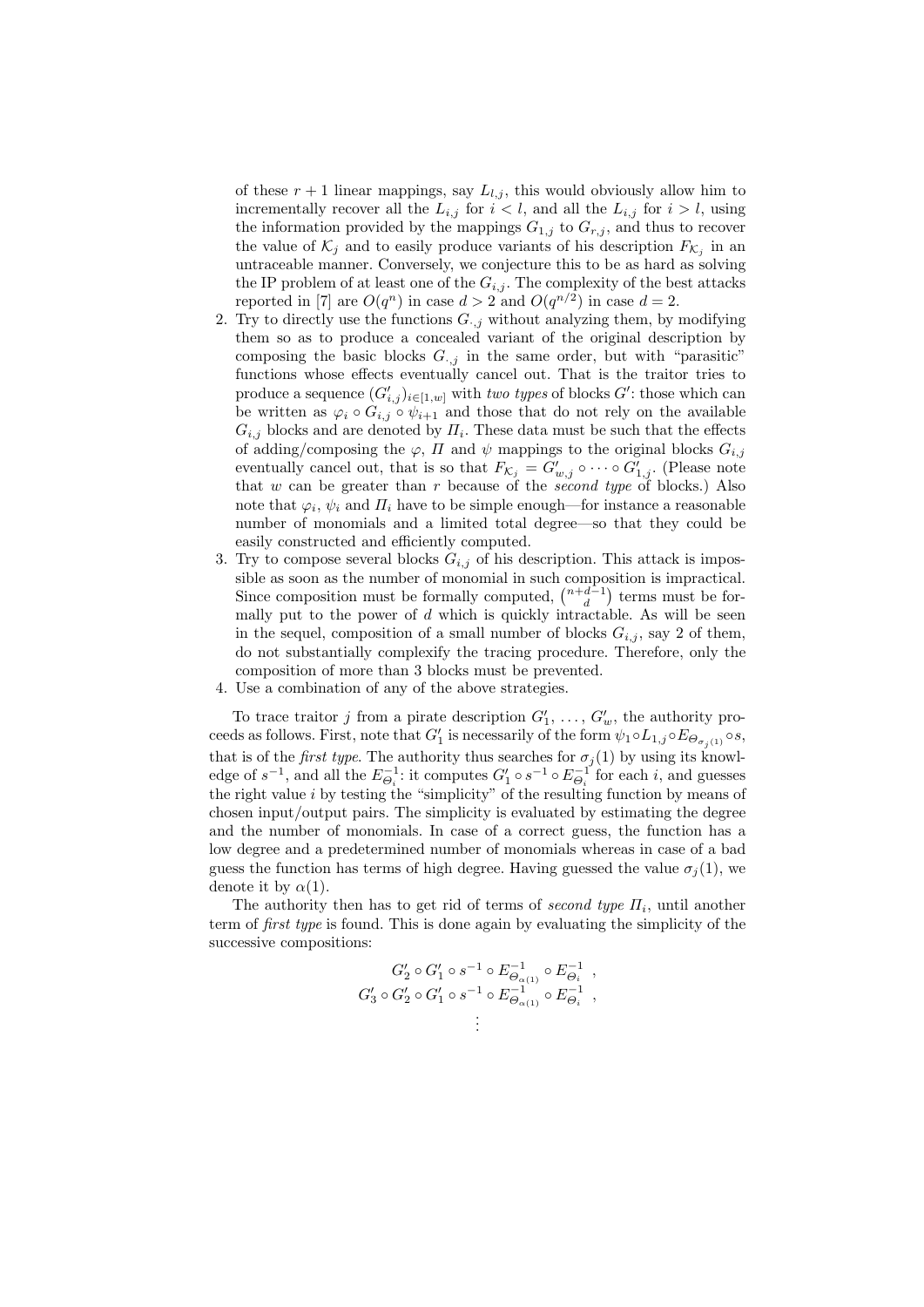of these $r+1$ linear mappings, say $L_{l,j}$, this would obviously allow him to incrementally recover all the $L_{i,j}$ for $i < l$, and all the $L_{i,j}$ for $i > l$, using the information provided by the mappings $G_{1,j}$ to $G_{r,j}$, and thus to recover the value of $\mathcal{K}_j$ and to easily produce variants of his description $F_{\mathcal{K}_j}$ in an untraceable manner. Conversely, we conjecture this to be as hard as solving the IP problem of at least one of the $G_{i,j}$. The complexity of the best attacks reported in [7] are $O(q^n)$ in case $d > 2$ and $O(q^{n/2})$ in case $d = 2$.

2. Try to directly use the functions $G_{\cdot,j}$ without analyzing them, by modifying them so as to produce a concealed variant of the original description by composing the basic blocks $G_{\cdot,j}$ in the same order, but with "parasitic" functions whose effects eventually cancel out. That is the traitor tries to produce a sequence $(G'_{i,j})_{i\in[1,w]}$ with *two types* of blocks $G'$: those which can be written as $\varphi_i \circ G_{i,j} \circ \psi_{i+1}$ and those that do not rely on the available $G_{i,j}$ blocks and are denoted by $\Pi_i$. These data must be such that the effects of adding/composing the $\varphi$, $\Pi$ and $\psi$ mappings to the original blocks $G_{i,j}$ eventually cancel out, that is so that $F_{\mathcal{K}_j} = G'_{w,j} \circ \cdots \circ G'_{1,j}$. (Please note that $w$ can be greater than $r$ because of the *second type* of blocks.) Also note that $\varphi_i$, $\psi_i$ and $\Pi_i$ have to be simple enough—for instance a reasonable number of monomials and a limited total degree—so that they could be easily constructed and efficiently computed.
3. Try to compose several blocks $G_{i,j}$ of his description. This attack is impossible as soon as the number of monomial in such composition is impractical. Since composition must be formally computed, $\binom{n+d-1}{d}$ terms must be formally put to the power of $d$ which is quickly intractable. As will be seen in the sequel, composition of a small number of blocks $G_{i,j}$, say 2 of them, do not substantially complexify the tracing procedure. Therefore, only the composition of more than 3 blocks must be prevented.
4. Use a combination of any of the above strategies.

To trace traitor $j$ from a pirate description $G'_1, \ldots, G'_w$, the authority proceeds as follows. First, note that $G'_1$ is necessarily of the form $\psi_1 \circ L_{1,j} \circ E_{\Theta_{\sigma_j(1)}} \circ s$, that is of the *first type*. The authority thus searches for $\sigma_j(1)$ by using its knowledge of $s^{-1}$, and all the $E_{\Theta_i}^{-1}$: it computes $G'_1 \circ s^{-1} \circ E_{\Theta_i}^{-1}$ for each $i$, and guesses the right value $i$ by testing the "simplicity" of the resulting function by means of chosen input/output pairs. The simplicity is evaluated by estimating the degree and the number of monomials. In case of a correct guess, the function has a low degree and a predetermined number of monomials whereas in case of a bad guess the function has terms of high degree. Having guessed the value $\sigma_j(1)$, we denote it by $\alpha(1)$.

The authority then has to get rid of terms of *second type* $\Pi_i$, until another term of *first type* is found. This is done again by evaluating the simplicity of the successive compositions:

$$G'_2 \circ G'_1 \circ s^{-1} \circ E_{\Theta_{\alpha(1)}}^{-1} \circ E_{\Theta_i}^{-1} \ ,$$
$$G'_3 \circ G'_2 \circ G'_1 \circ s^{-1} \circ E_{\Theta_{\alpha(1)}}^{-1} \circ E_{\Theta_i}^{-1} \ ,$$
$$\vdots$$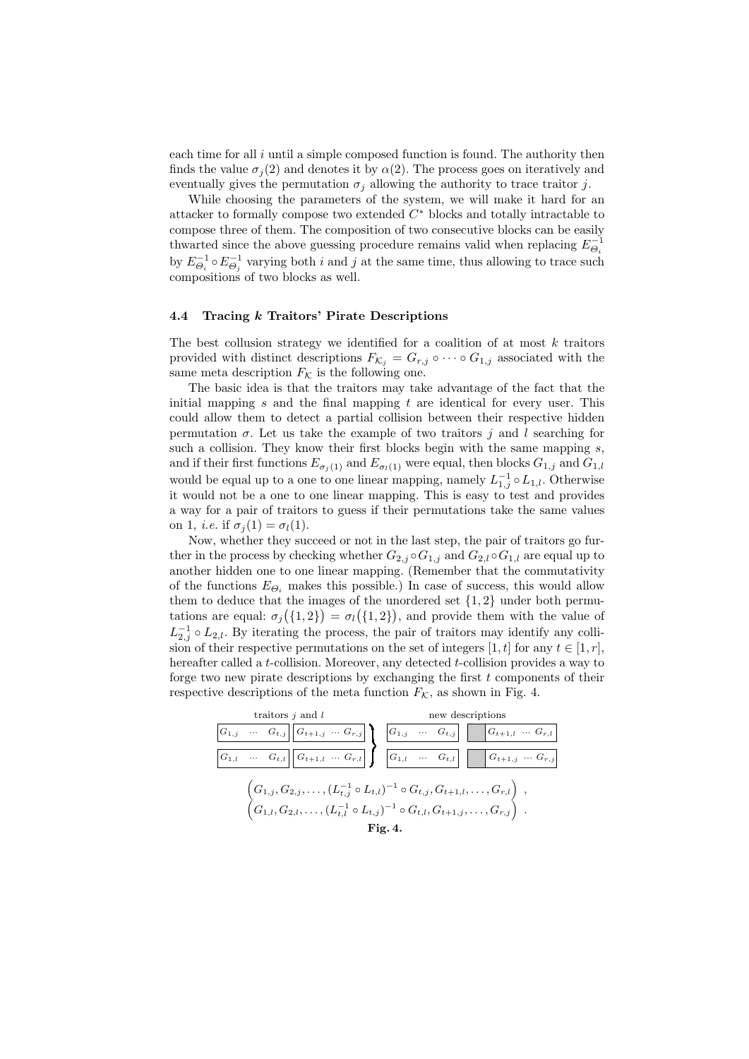each time for all $i$ until a simple composed function is found. The authority then finds the value $\sigma_j(2)$ and denotes it by $\alpha(2)$. The process goes on iteratively and eventually gives the permutation $\sigma_j$ allowing the authority to trace traitor $j$.

While choosing the parameters of the system, we will make it hard for an attacker to formally compose two extended $C^*$ blocks and totally intractable to compose three of them. The composition of two consecutive blocks can be easily thwarted since the above guessing procedure remains valid when replacing $E_{\Theta_i}^{-1}$ by $E_{\Theta_i}^{-1} \circ E_{\Theta_j}^{-1}$ varying both $i$ and $j$ at the same time, thus allowing to trace such compositions of two blocks as well.

### 4.4 Tracing $k$ Traitors' Pirate Descriptions

The best collusion strategy we identified for a coalition of at most $k$ traitors provided with distinct descriptions $F_{\mathcal{K}_j} = G_{r,j} \circ \cdots \circ G_{1,j}$ associated with the same meta description $F_{\mathcal{K}}$ is the following one.

The basic idea is that the traitors may take advantage of the fact that the initial mapping $s$ and the final mapping $t$ are identical for every user. This could allow them to detect a partial collision between their respective hidden permutation $\sigma$. Let us take the example of two traitors $j$ and $l$ searching for such a collision. They know their first blocks begin with the same mapping $s$, and if their first functions $E_{\sigma_j(1)}$ and $E_{\sigma_l(1)}$ were equal, then blocks $G_{1,j}$ and $G_{1,l}$ would be equal up to a one to one linear mapping, namely $L_{1,j}^{-1} \circ L_{1,l}$. Otherwise it would not be a one to one linear mapping. This is easy to test and provides a way for a pair of traitors to guess if their permutations take the same values on 1, *i.e.* if $\sigma_j(1) = \sigma_l(1)$.

Now, whether they succeed or not in the last step, the pair of traitors go further in the process by checking whether $G_{2,j} \circ G_{1,j}$ and $G_{2,l} \circ G_{1,l}$ are equal up to another hidden one to one linear mapping. (Remember that the commutativity of the functions $E_{\Theta_i}$ makes this possible.) In case of success, this would allow them to deduce that the images of the unordered set $\{1, 2\}$ under both permutations are equal: $\sigma_j(\{1,2\}) = \sigma_l(\{1,2\})$, and provide them with the value of $L_{2,j}^{-1} \circ L_{2,l}$. By iterating the process, the pair of traitors may identify any collision of their respective permutations on the set of integers $[1, t]$ for any $t \in [1, r]$, hereafter called a $t$-collision. Moreover, any detected $t$-collision provides a way to forge two new pirate descriptions by exchanging the first $t$ components of their respective descriptions of the meta function $F_{\mathcal{K}}$, as shown in Fig. 4.

| traitors $j$ and $l$ | | new descriptions | |
|---|---|---|---|
| $G_{1,j} \cdots G_{t,j}$ | $G_{t+1,j} \cdots G_{r,j}$ | $G_{1,j} \cdots G_{t,j}$ | $G_{t+1,l} \cdots G_{r,l}$ |
| $G_{1,l} \cdots G_{t,l}$ | $G_{t+1,l} \cdots G_{r,l}$ | $G_{1,l} \cdots G_{t,l}$ | $G_{t+1,j} \cdots G_{r,j}$ |

$$\left(G_{1,j}, G_{2,j}, \ldots, (L_{t,j}^{-1} \circ L_{t,l})^{-1} \circ G_{t,j}, G_{t+1,l}, \ldots, G_{r,l}\right) ,$$
$$\left(G_{1,l}, G_{2,l}, \ldots, (L_{t,l}^{-1} \circ L_{t,j})^{-1} \circ G_{t,l}, G_{t+1,j}, \ldots, G_{r,j}\right) .$$

**Fig. 4.**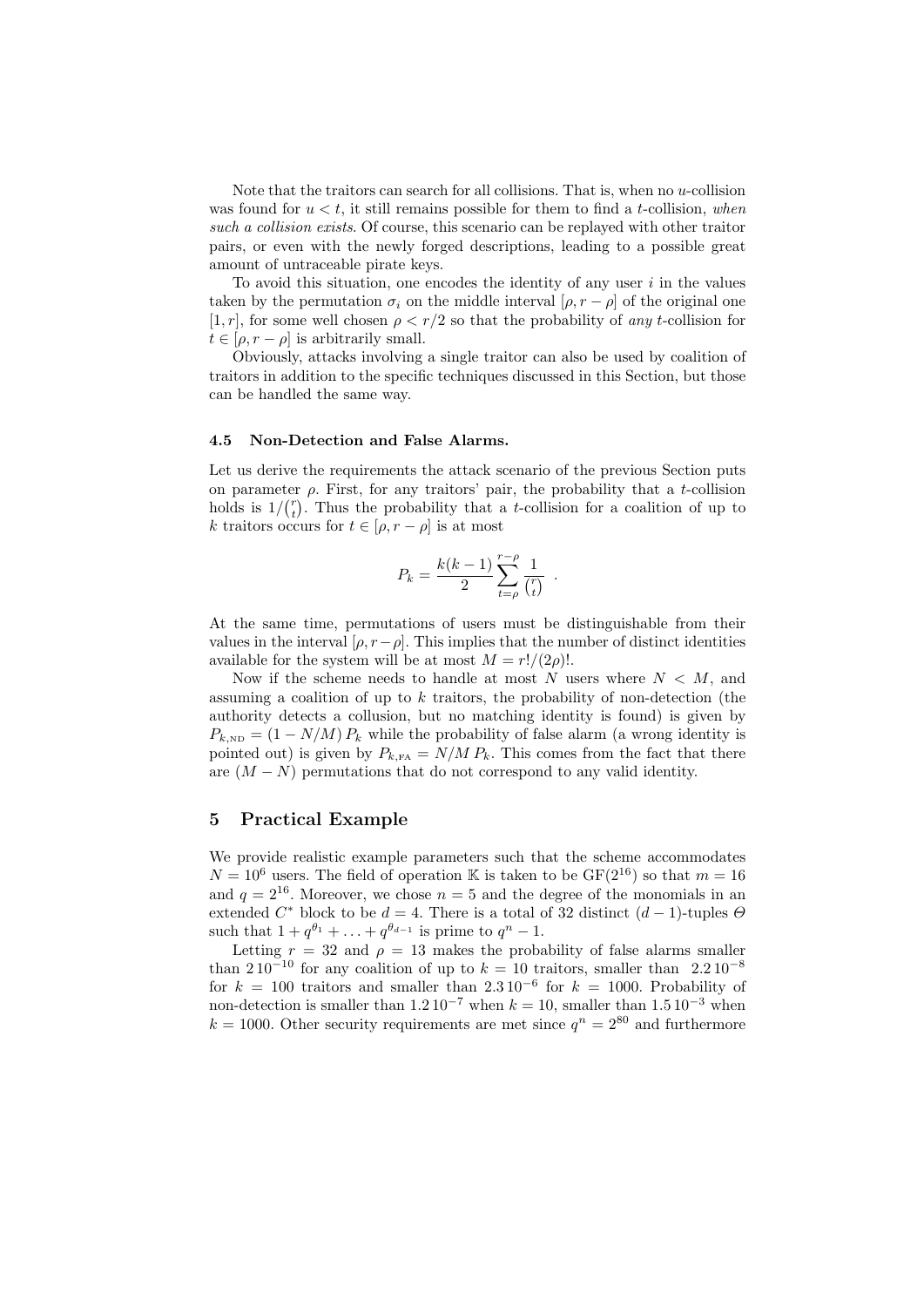Note that the traitors can search for all collisions. That is, when no $u$-collision was found for $u < t$, it still remains possible for them to find a $t$-collision, *when such a collision exists*. Of course, this scenario can be replayed with other traitor pairs, or even with the newly forged descriptions, leading to a possible great amount of untraceable pirate keys.

To avoid this situation, one encodes the identity of any user $i$ in the values taken by the permutation $\sigma_i$ on the middle interval $[\rho, r-\rho]$ of the original one $[1, r]$, for some well chosen $\rho < r/2$ so that the probability of *any* $t$-collision for $t \in [\rho, r-\rho]$ is arbitrarily small.

Obviously, attacks involving a single traitor can also be used by coalition of traitors in addition to the specific techniques discussed in this Section, but those can be handled the same way.

### 4.5 Non-Detection and False Alarms.

Let us derive the requirements the attack scenario of the previous Section puts on parameter $\rho$. First, for any traitors' pair, the probability that a $t$-collision holds is $1/\binom{r}{t}$. Thus the probability that a $t$-collision for a coalition of up to $k$ traitors occurs for $t \in [\rho, r-\rho]$ is at most

$$P_k = \frac{k(k-1)}{2} \sum_{t=\rho}^{r-\rho} \frac{1}{\binom{r}{t}} \ .$$

At the same time, permutations of users must be distinguishable from their values in the interval $[\rho, r-\rho]$. This implies that the number of distinct identities available for the system will be at most $M = r!/(2\rho)!$.

Now if the scheme needs to handle at most $N$ users where $N < M$, and assuming a coalition of up to $k$ traitors, the probability of non-detection (the authority detects a collusion, but no matching identity is found) is given by $P_{k,\text{ND}} = (1 - N/M)\, P_k$ while the probability of false alarm (a wrong identity is pointed out) is given by $P_{k,\text{FA}} = N/M\, P_k$. This comes from the fact that there are $(M - N)$ permutations that do not correspond to any valid identity.

## 5 Practical Example

We provide realistic example parameters such that the scheme accommodates $N = 10^6$ users. The field of operation $\mathbb{K}$ is taken to be $\mathrm{GF}(2^{16})$ so that $m = 16$ and $q = 2^{16}$. Moreover, we chose $n = 5$ and the degree of the monomials in an extended $C^*$ block to be $d = 4$. There is a total of 32 distinct $(d-1)$-tuples $\Theta$ such that $1 + q^{\theta_1} + \ldots + q^{\theta_{d-1}}$ is prime to $q^n - 1$.

Letting $r = 32$ and $\rho = 13$ makes the probability of false alarms smaller than $2\,10^{-10}$ for any coalition of up to $k = 10$ traitors, smaller than $2.2\,10^{-8}$ for $k = 100$ traitors and smaller than $2.3\,10^{-6}$ for $k = 1000$. Probability of non-detection is smaller than $1.2\,10^{-7}$ when $k = 10$, smaller than $1.5\,10^{-3}$ when $k = 1000$. Other security requirements are met since $q^n = 2^{80}$ and furthermore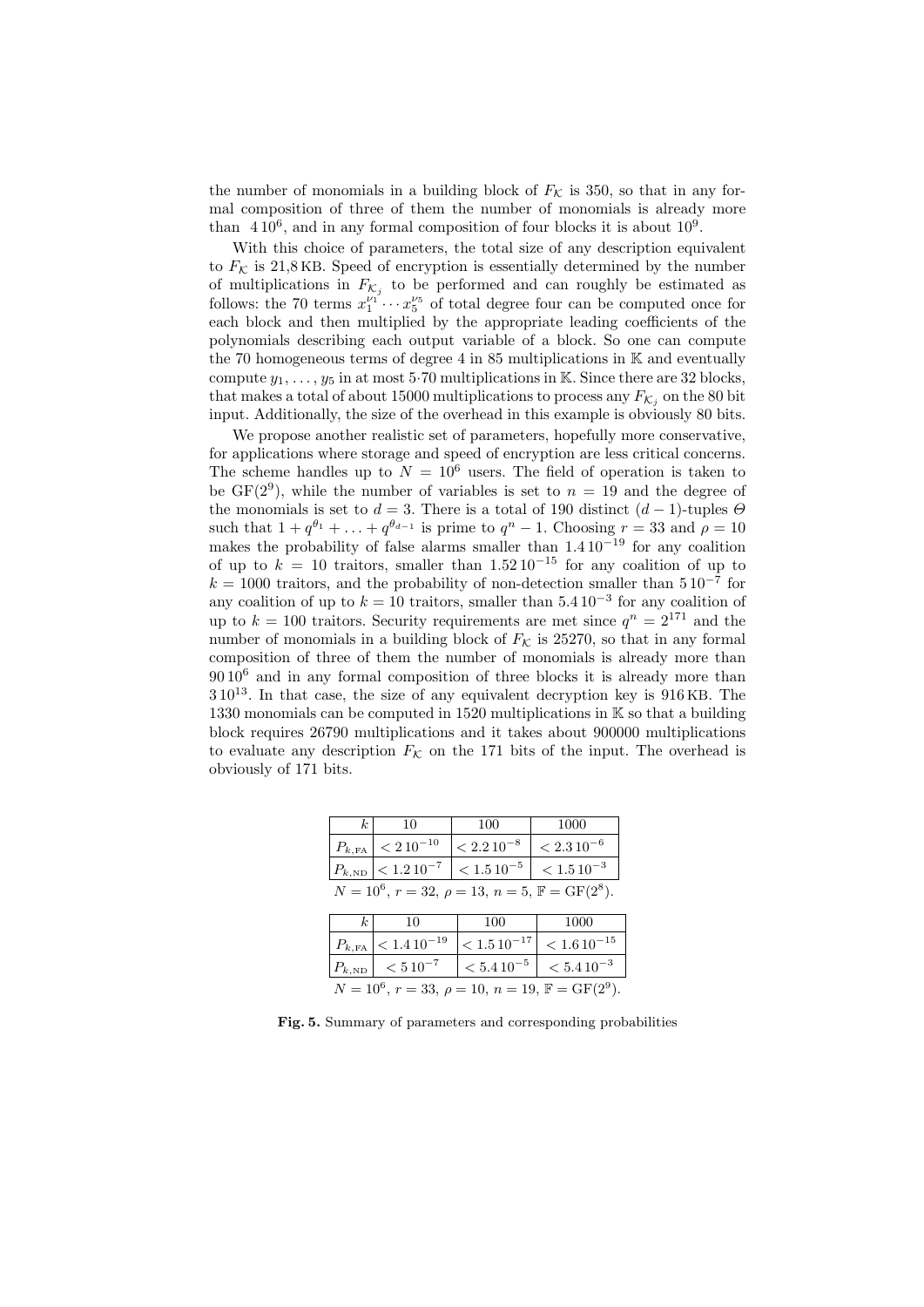the number of monomials in a building block of $F_{\mathcal{K}}$ is 350, so that in any formal composition of three of them the number of monomials is already more than $4\,10^6$, and in any formal composition of four blocks it is about $10^9$.

With this choice of parameters, the total size of any description equivalent to $F_{\mathcal{K}}$ is 21,8 KB. Speed of encryption is essentially determined by the number of multiplications in $F_{\mathcal{K}_j}$ to be performed and can roughly be estimated as follows: the 70 terms $x_1^{\nu_1} \cdots x_5^{\nu_5}$ of total degree four can be computed once for each block and then multiplied by the appropriate leading coefficients of the polynomials describing each output variable of a block. So one can compute the 70 homogeneous terms of degree 4 in 85 multiplications in $\mathbb{K}$ and eventually compute $y_1, \ldots, y_5$ in at most $5{\cdot}70$ multiplications in $\mathbb{K}$. Since there are 32 blocks, that makes a total of about 15000 multiplications to process any $F_{\mathcal{K}_j}$ on the 80 bit input. Additionally, the size of the overhead in this example is obviously 80 bits.

We propose another realistic set of parameters, hopefully more conservative, for applications where storage and speed of encryption are less critical concerns. The scheme handles up to $N = 10^6$ users. The field of operation is taken to be $\mathrm{GF}(2^9)$, while the number of variables is set to $n = 19$ and the degree of the monomials is set to $d = 3$. There is a total of 190 distinct $(d-1)$-tuples $\Theta$ such that $1 + q^{\theta_1} + \ldots + q^{\theta_{d-1}}$ is prime to $q^n - 1$. Choosing $r = 33$ and $\rho = 10$ makes the probability of false alarms smaller than $1.4\,10^{-19}$ for any coalition of up to $k = 10$ traitors, smaller than $1.52\,10^{-15}$ for any coalition of up to $k = 1000$ traitors, and the probability of non-detection smaller than $5\,10^{-7}$ for any coalition of up to $k = 10$ traitors, smaller than $5.4\,10^{-3}$ for any coalition of up to $k = 100$ traitors. Security requirements are met since $q^n = 2^{171}$ and the number of monomials in a building block of $F_{\mathcal{K}}$ is 25270, so that in any formal composition of three of them the number of monomials is already more than $90\,10^6$ and in any formal composition of three blocks it is already more than $3\,10^{13}$. In that case, the size of any equivalent decryption key is 916 KB. The 1330 monomials can be computed in 1520 multiplications in $\mathbb{K}$ so that a building block requires 26790 multiplications and it takes about 900000 multiplications to evaluate any description $F_{\mathcal{K}}$ on the 171 bits of the input. The overhead is obviously of 171 bits.

| $k$ | 10 | 100 | 1000 |
|---|---|---|---|
| $P_{k,\mathrm{FA}}$ | $< 2\,10^{-10}$ | $< 2.2\,10^{-8}$ | $< 2.3\,10^{-6}$ |
| $P_{k,\mathrm{ND}}$ | $< 1.2\,10^{-7}$ | $< 1.5\,10^{-5}$ | $< 1.5\,10^{-3}$ |

$N = 10^6$, $r = 32$, $\rho = 13$, $n = 5$, $\mathbb{F} = \mathrm{GF}(2^8)$.

| $k$ | 10 | 100 | 1000 |
|---|---|---|---|
| $P_{k,\mathrm{FA}}$ | $< 1.4\,10^{-19}$ | $< 1.5\,10^{-17}$ | $< 1.6\,10^{-15}$ |
| $P_{k,\mathrm{ND}}$ | $< 5\,10^{-7}$ | $< 5.4\,10^{-5}$ | $< 5.4\,10^{-3}$ |

$N = 10^6$, $r = 33$, $\rho = 10$, $n = 19$, $\mathbb{F} = \mathrm{GF}(2^9)$.

**Fig. 5.** Summary of parameters and corresponding probabilities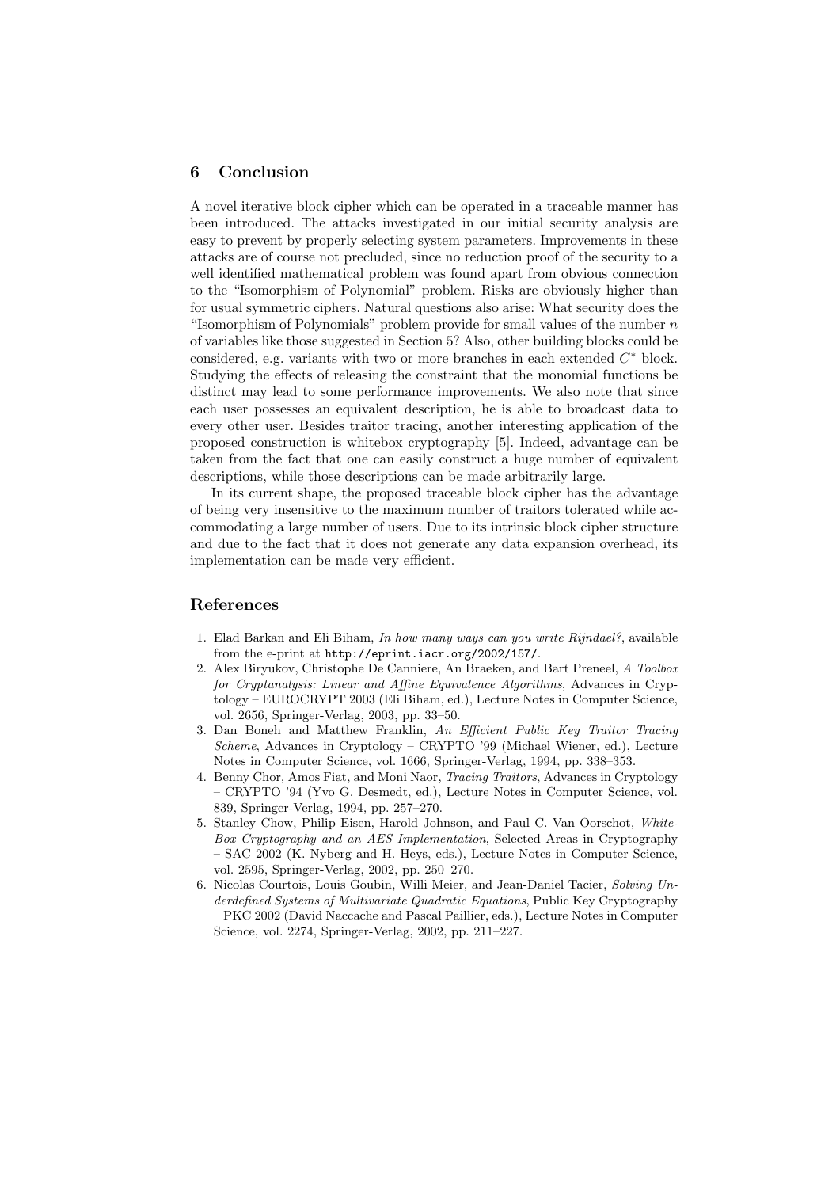## 6 Conclusion

A novel iterative block cipher which can be operated in a traceable manner has been introduced. The attacks investigated in our initial security analysis are easy to prevent by properly selecting system parameters. Improvements in these attacks are of course not precluded, since no reduction proof of the security to a well identified mathematical problem was found apart from obvious connection to the "Isomorphism of Polynomial" problem. Risks are obviously higher than for usual symmetric ciphers. Natural questions also arise: What security does the "Isomorphism of Polynomials" problem provide for small values of the number $n$ of variables like those suggested in Section 5? Also, other building blocks could be considered, e.g. variants with two or more branches in each extended $C^*$ block. Studying the effects of releasing the constraint that the monomial functions be distinct may lead to some performance improvements. We also note that since each user possesses an equivalent description, he is able to broadcast data to every other user. Besides traitor tracing, another interesting application of the proposed construction is whitebox cryptography [5]. Indeed, advantage can be taken from the fact that one can easily construct a huge number of equivalent descriptions, while those descriptions can be made arbitrarily large.

In its current shape, the proposed traceable block cipher has the advantage of being very insensitive to the maximum number of traitors tolerated while accommodating a large number of users. Due to its intrinsic block cipher structure and due to the fact that it does not generate any data expansion overhead, its implementation can be made very efficient.

## References

1. Elad Barkan and Eli Biham, *In how many ways can you write Rijndael?*, available from the e-print at http://eprint.iacr.org/2002/157/.
2. Alex Biryukov, Christophe De Canniere, An Braeken, and Bart Preneel, *A Toolbox for Cryptanalysis: Linear and Affine Equivalence Algorithms*, Advances in Cryptology – EUROCRYPT 2003 (Eli Biham, ed.), Lecture Notes in Computer Science, vol. 2656, Springer-Verlag, 2003, pp. 33–50.
3. Dan Boneh and Matthew Franklin, *An Efficient Public Key Traitor Tracing Scheme*, Advances in Cryptology – CRYPTO '99 (Michael Wiener, ed.), Lecture Notes in Computer Science, vol. 1666, Springer-Verlag, 1994, pp. 338–353.
4. Benny Chor, Amos Fiat, and Moni Naor, *Tracing Traitors*, Advances in Cryptology – CRYPTO '94 (Yvo G. Desmedt, ed.), Lecture Notes in Computer Science, vol. 839, Springer-Verlag, 1994, pp. 257–270.
5. Stanley Chow, Philip Eisen, Harold Johnson, and Paul C. Van Oorschot, *White-Box Cryptography and an AES Implementation*, Selected Areas in Cryptography – SAC 2002 (K. Nyberg and H. Heys, eds.), Lecture Notes in Computer Science, vol. 2595, Springer-Verlag, 2002, pp. 250–270.
6. Nicolas Courtois, Louis Goubin, Willi Meier, and Jean-Daniel Tacier, *Solving Underdefined Systems of Multivariate Quadratic Equations*, Public Key Cryptography – PKC 2002 (David Naccache and Pascal Paillier, eds.), Lecture Notes in Computer Science, vol. 2274, Springer-Verlag, 2002, pp. 211–227.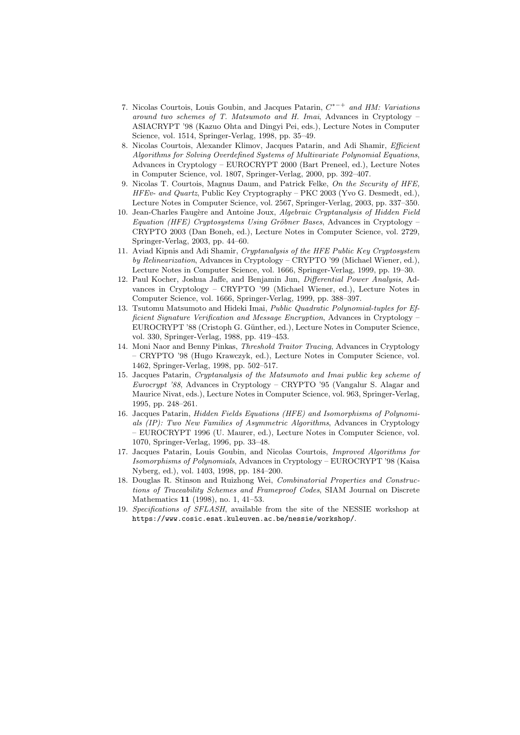7. Nicolas Courtois, Louis Goubin, and Jacques Patarin, *$C^{*-+}$ and HM: Variations around two schemes of T. Matsumoto and H. Imai*, Advances in Cryptology – ASIACRYPT '98 (Kazuo Ohta and Dingyi Pei, eds.), Lecture Notes in Computer Science, vol. 1514, Springer-Verlag, 1998, pp. 35–49.
8. Nicolas Courtois, Alexander Klimov, Jacques Patarin, and Adi Shamir, *Efficient Algorithms for Solving Overdefined Systems of Multivariate Polynomial Equations*, Advances in Cryptology – EUROCRYPT 2000 (Bart Preneel, ed.), Lecture Notes in Computer Science, vol. 1807, Springer-Verlag, 2000, pp. 392–407.
9. Nicolas T. Courtois, Magnus Daum, and Patrick Felke, *On the Security of HFE, HFEv- and Quartz*, Public Key Cryptography – PKC 2003 (Yvo G. Desmedt, ed.), Lecture Notes in Computer Science, vol. 2567, Springer-Verlag, 2003, pp. 337–350.
10. Jean-Charles Faugère and Antoine Joux, *Algebraic Cryptanalysis of Hidden Field Equation (HFE) Cryptosystems Using Gröbner Bases*, Advances in Cryptology – CRYPTO 2003 (Dan Boneh, ed.), Lecture Notes in Computer Science, vol. 2729, Springer-Verlag, 2003, pp. 44–60.
11. Aviad Kipnis and Adi Shamir, *Cryptanalysis of the HFE Public Key Cryptosystem by Relinearization*, Advances in Cryptology – CRYPTO '99 (Michael Wiener, ed.), Lecture Notes in Computer Science, vol. 1666, Springer-Verlag, 1999, pp. 19–30.
12. Paul Kocher, Joshua Jaffe, and Benjamin Jun, *Differential Power Analysis*, Advances in Cryptology – CRYPTO '99 (Michael Wiener, ed.), Lecture Notes in Computer Science, vol. 1666, Springer-Verlag, 1999, pp. 388–397.
13. Tsutomu Matsumoto and Hideki Imai, *Public Quadratic Polynomial-tuples for Efficient Signature Verification and Message Encryption*, Advances in Cryptology – EUROCRYPT '88 (Cristoph G. Günther, ed.), Lecture Notes in Computer Science, vol. 330, Springer-Verlag, 1988, pp. 419–453.
14. Moni Naor and Benny Pinkas, *Threshold Traitor Tracing*, Advances in Cryptology – CRYPTO '98 (Hugo Krawczyk, ed.), Lecture Notes in Computer Science, vol. 1462, Springer-Verlag, 1998, pp. 502–517.
15. Jacques Patarin, *Cryptanalysis of the Matsumoto and Imai public key scheme of Eurocrypt '88*, Advances in Cryptology – CRYPTO '95 (Vangalur S. Alagar and Maurice Nivat, eds.), Lecture Notes in Computer Science, vol. 963, Springer-Verlag, 1995, pp. 248–261.
16. Jacques Patarin, *Hidden Fields Equations (HFE) and Isomorphisms of Polynomials (IP): Two New Families of Asymmetric Algorithms*, Advances in Cryptology – EUROCRYPT 1996 (U. Maurer, ed.), Lecture Notes in Computer Science, vol. 1070, Springer-Verlag, 1996, pp. 33–48.
17. Jacques Patarin, Louis Goubin, and Nicolas Courtois, *Improved Algorithms for Isomorphisms of Polynomials*, Advances in Cryptology – EUROCRYPT '98 (Kaisa Nyberg, ed.), vol. 1403, 1998, pp. 184–200.
18. Douglas R. Stinson and Ruizhong Wei, *Combinatorial Properties and Constructions of Traceability Schemes and Frameproof Codes*, SIAM Journal on Discrete Mathematics **11** (1998), no. 1, 41–53.
19. *Specifications of SFLASH*, available from the site of the NESSIE workshop at `https://www.cosic.esat.kuleuven.ac.be/nessie/workshop/`.